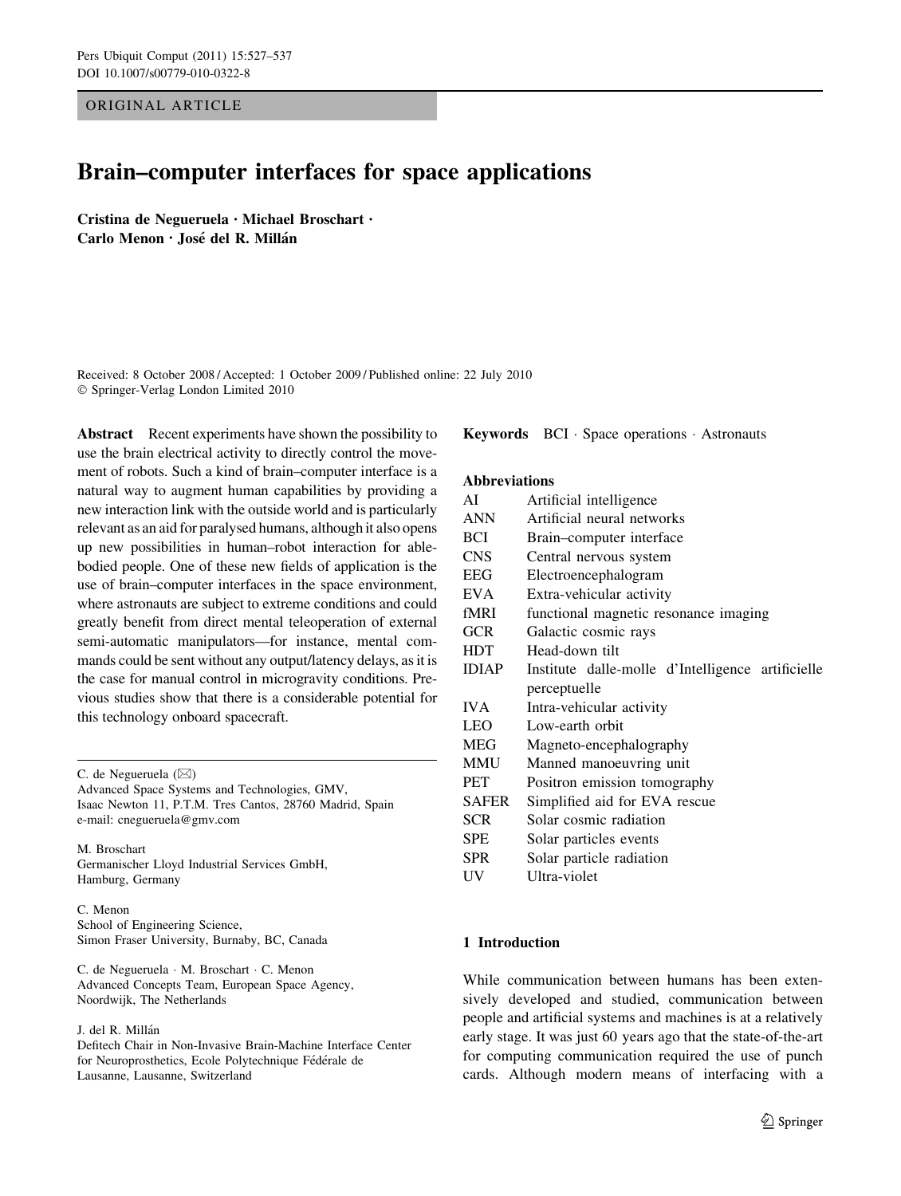ORIGINAL ARTICLE

# Brain–computer interfaces for space applications

**Cristina de Negueruela · Michael Broschart · Carlo Menon · José del R. Millán**

Received: 8 October 2008 / Accepted: 1 October 2009 / Published online: 22 July 2010
© Springer-Verlag London Limited 2010

**Abstract** Recent experiments have shown the possibility to use the brain electrical activity to directly control the movement of robots. Such a kind of brain–computer interface is a natural way to augment human capabilities by providing a new interaction link with the outside world and is particularly relevant as an aid for paralysed humans, although it also opens up new possibilities in human–robot interaction for able-bodied people. One of these new fields of application is the use of brain–computer interfaces in the space environment, where astronauts are subject to extreme conditions and could greatly benefit from direct mental teleoperation of external semi-automatic manipulators—for instance, mental commands could be sent without any output/latency delays, as it is the case for manual control in microgravity conditions. Previous studies show that there is a considerable potential for this technology onboard spacecraft.

C. de Negueruela (✉)
Advanced Space Systems and Technologies, GMV, Isaac Newton 11, P.T.M. Tres Cantos, 28760 Madrid, Spain
e-mail: cnegueruela@gmv.com

M. Broschart
Germanischer Lloyd Industrial Services GmbH, Hamburg, Germany

C. Menon
School of Engineering Science, Simon Fraser University, Burnaby, BC, Canada

C. de Negueruela · M. Broschart · C. Menon
Advanced Concepts Team, European Space Agency, Noordwijk, The Netherlands

J. del R. Millán
Defitech Chair in Non-Invasive Brain-Machine Interface Center for Neuroprosthetics, Ecole Polytechnique Fédérale de Lausanne, Lausanne, Switzerland

**Keywords** BCI · Space operations · Astronauts

**Abbreviations**

| | |
|---|---|
| AI | Artificial intelligence |
| ANN | Artificial neural networks |
| BCI | Brain–computer interface |
| CNS | Central nervous system |
| EEG | Electroencephalogram |
| EVA | Extra-vehicular activity |
| fMRI | functional magnetic resonance imaging |
| GCR | Galactic cosmic rays |
| HDT | Head-down tilt |
| IDIAP | Institute dalle-molle d'Intelligence artificielle perceptuelle |
| IVA | Intra-vehicular activity |
| LEO | Low-earth orbit |
| MEG | Magneto-encephalography |
| MMU | Manned manoeuvring unit |
| PET | Positron emission tomography |
| SAFER | Simplified aid for EVA rescue |
| SCR | Solar cosmic radiation |
| SPE | Solar particles events |
| SPR | Solar particle radiation |
| UV | Ultra-violet |

## 1 Introduction

While communication between humans has been extensively developed and studied, communication between people and artificial systems and machines is at a relatively early stage. It was just 60 years ago that the state-of-the-art for computing communication required the use of punch cards. Although modern means of interfacing with a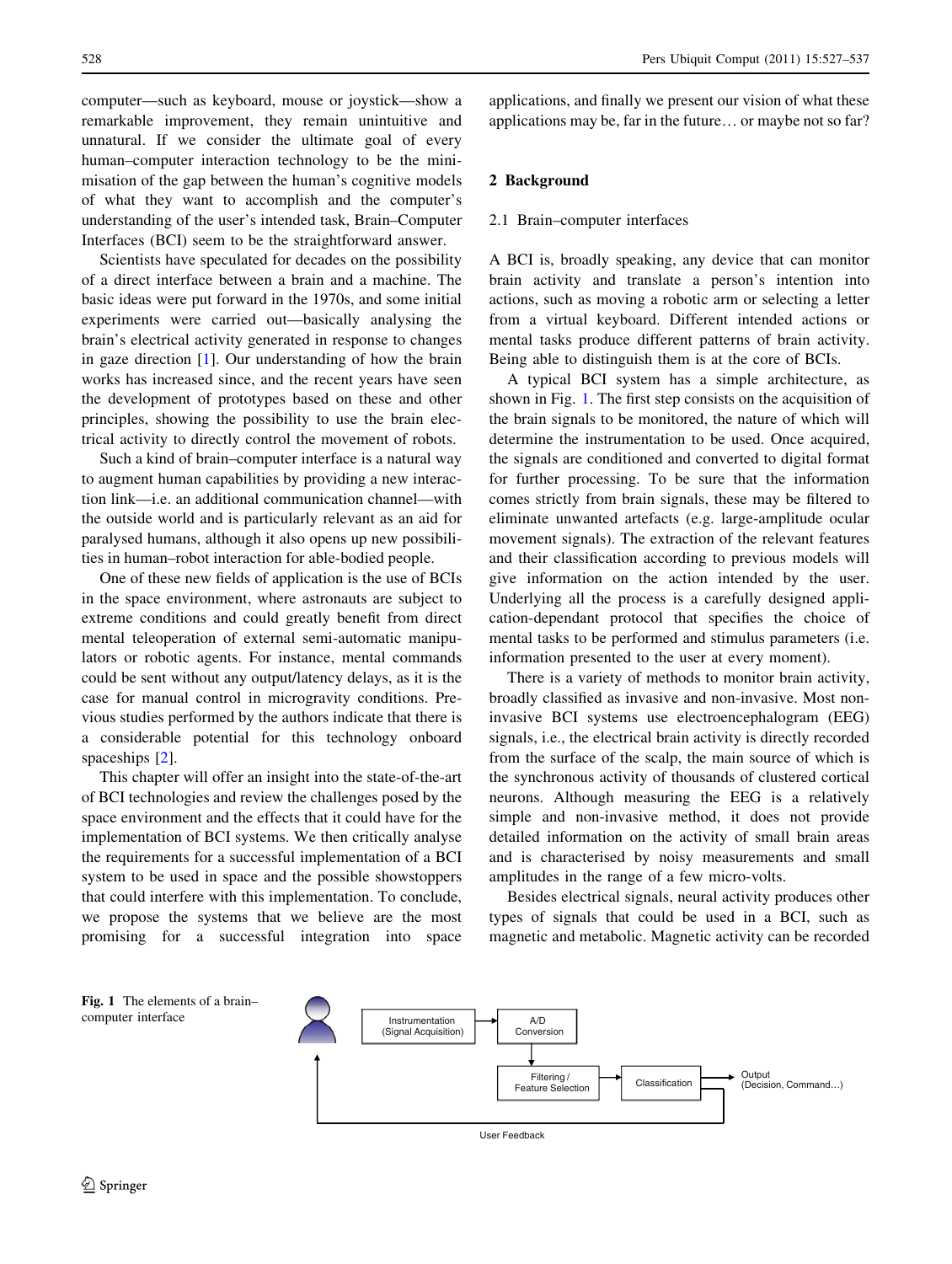computer—such as keyboard, mouse or joystick—show a remarkable improvement, they remain unintuitive and unnatural. If we consider the ultimate goal of every human–computer interaction technology to be the minimisation of the gap between the human's cognitive models of what they want to accomplish and the computer's understanding of the user's intended task, Brain–Computer Interfaces (BCI) seem to be the straightforward answer.

Scientists have speculated for decades on the possibility of a direct interface between a brain and a machine. The basic ideas were put forward in the 1970s, and some initial experiments were carried out—basically analysing the brain's electrical activity generated in response to changes in gaze direction [1]. Our understanding of how the brain works has increased since, and the recent years have seen the development of prototypes based on these and other principles, showing the possibility to use the brain electrical activity to directly control the movement of robots.

Such a kind of brain–computer interface is a natural way to augment human capabilities by providing a new interaction link—i.e. an additional communication channel—with the outside world and is particularly relevant as an aid for paralysed humans, although it also opens up new possibilities in human–robot interaction for able-bodied people.

One of these new fields of application is the use of BCIs in the space environment, where astronauts are subject to extreme conditions and could greatly benefit from direct mental teleoperation of external semi-automatic manipulators or robotic agents. For instance, mental commands could be sent without any output/latency delays, as it is the case for manual control in microgravity conditions. Previous studies performed by the authors indicate that there is a considerable potential for this technology onboard spaceships [2].

This chapter will offer an insight into the state-of-the-art of BCI technologies and review the challenges posed by the space environment and the effects that it could have for the implementation of BCI systems. We then critically analyse the requirements for a successful implementation of a BCI system to be used in space and the possible showstoppers that could interfere with this implementation. To conclude, we propose the systems that we believe are the most promising for a successful integration into space applications, and finally we present our vision of what these applications may be, far in the future… or maybe not so far?

## 2 Background

### 2.1 Brain–computer interfaces

A BCI is, broadly speaking, any device that can monitor brain activity and translate a person's intention into actions, such as moving a robotic arm or selecting a letter from a virtual keyboard. Different intended actions or mental tasks produce different patterns of brain activity. Being able to distinguish them is at the core of BCIs.

A typical BCI system has a simple architecture, as shown in Fig. 1. The first step consists on the acquisition of the brain signals to be monitored, the nature of which will determine the instrumentation to be used. Once acquired, the signals are conditioned and converted to digital format for further processing. To be sure that the information comes strictly from brain signals, these may be filtered to eliminate unwanted artefacts (e.g. large-amplitude ocular movement signals). The extraction of the relevant features and their classification according to previous models will give information on the action intended by the user. Underlying all the process is a carefully designed application-dependant protocol that specifies the choice of mental tasks to be performed and stimulus parameters (i.e. information presented to the user at every moment).

There is a variety of methods to monitor brain activity, broadly classified as invasive and non-invasive. Most non-invasive BCI systems use electroencephalogram (EEG) signals, i.e., the electrical brain activity is directly recorded from the surface of the scalp, the main source of which is the synchronous activity of thousands of clustered cortical neurons. Although measuring the EEG is a relatively simple and non-invasive method, it does not provide detailed information on the activity of small brain areas and is characterised by noisy measurements and small amplitudes in the range of a few micro-volts.

Besides electrical signals, neural activity produces other types of signals that could be used in a BCI, such as magnetic and metabolic. Magnetic activity can be recorded

Instrumentation (Signal Acquisition) → A/D Conversion → Filtering / Feature Selection → Classification → Output (Decision, Command…); User Feedback

Fig. 1 The elements of a brain–computer interface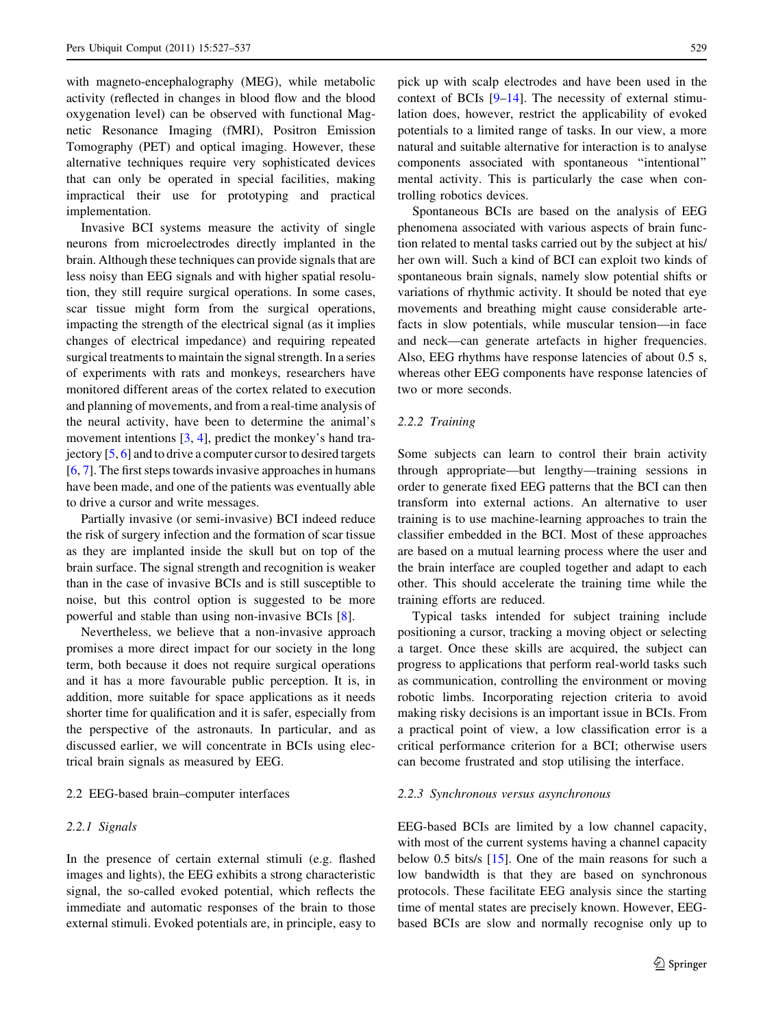with magneto-encephalography (MEG), while metabolic activity (reflected in changes in blood flow and the blood oxygenation level) can be observed with functional Magnetic Resonance Imaging (fMRI), Positron Emission Tomography (PET) and optical imaging. However, these alternative techniques require very sophisticated devices that can only be operated in special facilities, making impractical their use for prototyping and practical implementation.

Invasive BCI systems measure the activity of single neurons from microelectrodes directly implanted in the brain. Although these techniques can provide signals that are less noisy than EEG signals and with higher spatial resolution, they still require surgical operations. In some cases, scar tissue might form from the surgical operations, impacting the strength of the electrical signal (as it implies changes of electrical impedance) and requiring repeated surgical treatments to maintain the signal strength. In a series of experiments with rats and monkeys, researchers have monitored different areas of the cortex related to execution and planning of movements, and from a real-time analysis of the neural activity, have been to determine the animal's movement intentions [3, 4], predict the monkey's hand trajectory [5, 6] and to drive a computer cursor to desired targets [6, 7]. The first steps towards invasive approaches in humans have been made, and one of the patients was eventually able to drive a cursor and write messages.

Partially invasive (or semi-invasive) BCI indeed reduce the risk of surgery infection and the formation of scar tissue as they are implanted inside the skull but on top of the brain surface. The signal strength and recognition is weaker than in the case of invasive BCIs and is still susceptible to noise, but this control option is suggested to be more powerful and stable than using non-invasive BCIs [8].

Nevertheless, we believe that a non-invasive approach promises a more direct impact for our society in the long term, both because it does not require surgical operations and it has a more favourable public perception. It is, in addition, more suitable for space applications as it needs shorter time for qualification and it is safer, especially from the perspective of the astronauts. In particular, and as discussed earlier, we will concentrate in BCIs using electrical brain signals as measured by EEG.

### 2.2 EEG-based brain–computer interfaces

#### 2.2.1 Signals

In the presence of certain external stimuli (e.g. flashed images and lights), the EEG exhibits a strong characteristic signal, the so-called evoked potential, which reflects the immediate and automatic responses of the brain to those external stimuli. Evoked potentials are, in principle, easy to pick up with scalp electrodes and have been used in the context of BCIs [9–14]. The necessity of external stimulation does, however, restrict the applicability of evoked potentials to a limited range of tasks. In our view, a more natural and suitable alternative for interaction is to analyse components associated with spontaneous "intentional" mental activity. This is particularly the case when controlling robotics devices.

Spontaneous BCIs are based on the analysis of EEG phenomena associated with various aspects of brain function related to mental tasks carried out by the subject at his/her own will. Such a kind of BCI can exploit two kinds of spontaneous brain signals, namely slow potential shifts or variations of rhythmic activity. It should be noted that eye movements and breathing might cause considerable artefacts in slow potentials, while muscular tension—in face and neck—can generate artefacts in higher frequencies. Also, EEG rhythms have response latencies of about 0.5 s, whereas other EEG components have response latencies of two or more seconds.

#### 2.2.2 Training

Some subjects can learn to control their brain activity through appropriate—but lengthy—training sessions in order to generate fixed EEG patterns that the BCI can then transform into external actions. An alternative to user training is to use machine-learning approaches to train the classifier embedded in the BCI. Most of these approaches are based on a mutual learning process where the user and the brain interface are coupled together and adapt to each other. This should accelerate the training time while the training efforts are reduced.

Typical tasks intended for subject training include positioning a cursor, tracking a moving object or selecting a target. Once these skills are acquired, the subject can progress to applications that perform real-world tasks such as communication, controlling the environment or moving robotic limbs. Incorporating rejection criteria to avoid making risky decisions is an important issue in BCIs. From a practical point of view, a low classification error is a critical performance criterion for a BCI; otherwise users can become frustrated and stop utilising the interface.

#### 2.2.3 Synchronous versus asynchronous

EEG-based BCIs are limited by a low channel capacity, with most of the current systems having a channel capacity below 0.5 bits/s [15]. One of the main reasons for such a low bandwidth is that they are based on synchronous protocols. These facilitate EEG analysis since the starting time of mental states are precisely known. However, EEG-based BCIs are slow and normally recognise only up to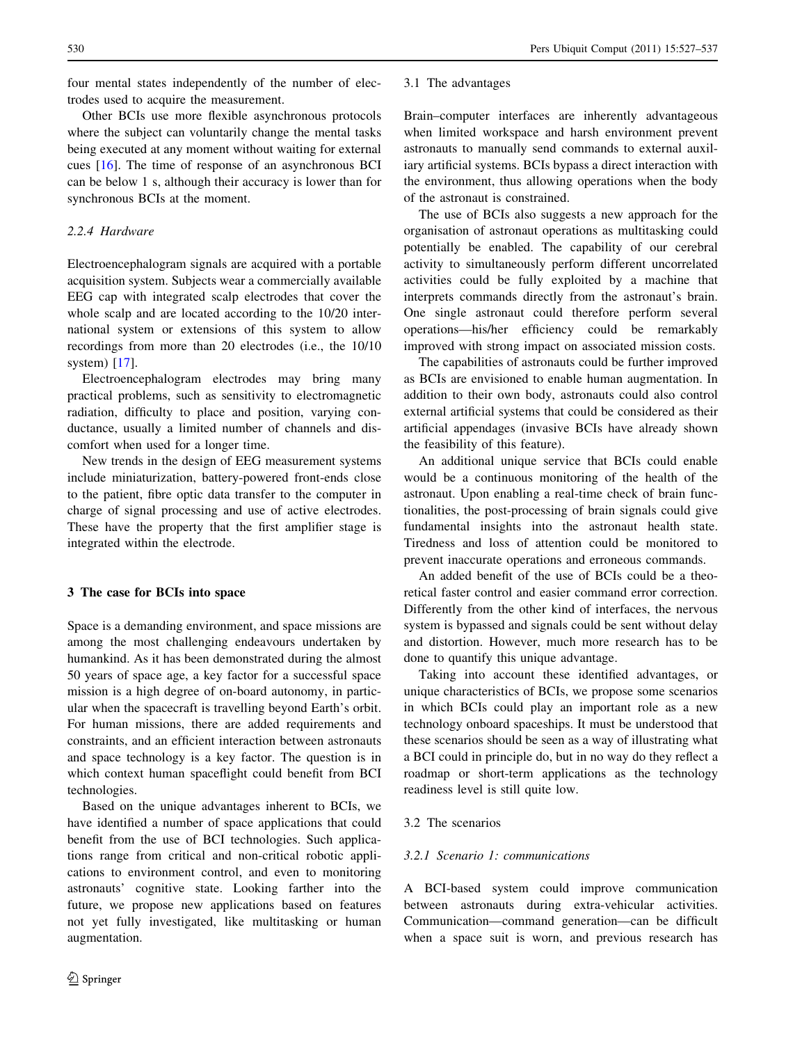four mental states independently of the number of electrodes used to acquire the measurement.

Other BCIs use more flexible asynchronous protocols where the subject can voluntarily change the mental tasks being executed at any moment without waiting for external cues [16]. The time of response of an asynchronous BCI can be below 1 s, although their accuracy is lower than for synchronous BCIs at the moment.

#### 2.2.4 Hardware

Electroencephalogram signals are acquired with a portable acquisition system. Subjects wear a commercially available EEG cap with integrated scalp electrodes that cover the whole scalp and are located according to the 10/20 international system or extensions of this system to allow recordings from more than 20 electrodes (i.e., the 10/10 system) [17].

Electroencephalogram electrodes may bring many practical problems, such as sensitivity to electromagnetic radiation, difficulty to place and position, varying conductance, usually a limited number of channels and discomfort when used for a longer time.

New trends in the design of EEG measurement systems include miniaturization, battery-powered front-ends close to the patient, fibre optic data transfer to the computer in charge of signal processing and use of active electrodes. These have the property that the first amplifier stage is integrated within the electrode.

## 3 The case for BCIs into space

Space is a demanding environment, and space missions are among the most challenging endeavours undertaken by humankind. As it has been demonstrated during the almost 50 years of space age, a key factor for a successful space mission is a high degree of on-board autonomy, in particular when the spacecraft is travelling beyond Earth's orbit. For human missions, there are added requirements and constraints, and an efficient interaction between astronauts and space technology is a key factor. The question is in which context human spaceflight could benefit from BCI technologies.

Based on the unique advantages inherent to BCIs, we have identified a number of space applications that could benefit from the use of BCI technologies. Such applications range from critical and non-critical robotic applications to environment control, and even to monitoring astronauts' cognitive state. Looking farther into the future, we propose new applications based on features not yet fully investigated, like multitasking or human augmentation.

### 3.1 The advantages

Brain–computer interfaces are inherently advantageous when limited workspace and harsh environment prevent astronauts to manually send commands to external auxiliary artificial systems. BCIs bypass a direct interaction with the environment, thus allowing operations when the body of the astronaut is constrained.

The use of BCIs also suggests a new approach for the organisation of astronaut operations as multitasking could potentially be enabled. The capability of our cerebral activity to simultaneously perform different uncorrelated activities could be fully exploited by a machine that interprets commands directly from the astronaut's brain. One single astronaut could therefore perform several operations—his/her efficiency could be remarkably improved with strong impact on associated mission costs.

The capabilities of astronauts could be further improved as BCIs are envisioned to enable human augmentation. In addition to their own body, astronauts could also control external artificial systems that could be considered as their artificial appendages (invasive BCIs have already shown the feasibility of this feature).

An additional unique service that BCIs could enable would be a continuous monitoring of the health of the astronaut. Upon enabling a real-time check of brain functionalities, the post-processing of brain signals could give fundamental insights into the astronaut health state. Tiredness and loss of attention could be monitored to prevent inaccurate operations and erroneous commands.

An added benefit of the use of BCIs could be a theoretical faster control and easier command error correction. Differently from the other kind of interfaces, the nervous system is bypassed and signals could be sent without delay and distortion. However, much more research has to be done to quantify this unique advantage.

Taking into account these identified advantages, or unique characteristics of BCIs, we propose some scenarios in which BCIs could play an important role as a new technology onboard spaceships. It must be understood that these scenarios should be seen as a way of illustrating what a BCI could in principle do, but in no way do they reflect a roadmap or short-term applications as the technology readiness level is still quite low.

### 3.2 The scenarios

#### 3.2.1 Scenario 1: communications

A BCI-based system could improve communication between astronauts during extra-vehicular activities. Communication—command generation—can be difficult when a space suit is worn, and previous research has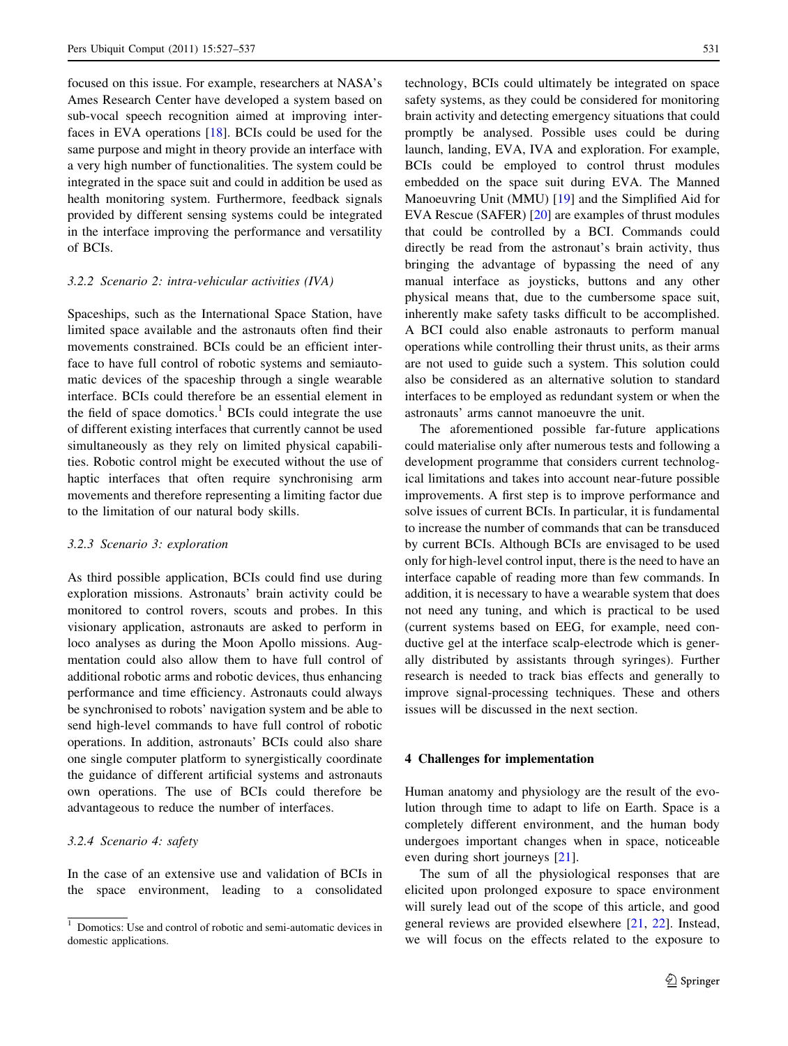focused on this issue. For example, researchers at NASA's Ames Research Center have developed a system based on sub-vocal speech recognition aimed at improving interfaces in EVA operations [18]. BCIs could be used for the same purpose and might in theory provide an interface with a very high number of functionalities. The system could be integrated in the space suit and could in addition be used as health monitoring system. Furthermore, feedback signals provided by different sensing systems could be integrated in the interface improving the performance and versatility of BCIs.

#### 3.2.2 Scenario 2: intra-vehicular activities (IVA)

Spaceships, such as the International Space Station, have limited space available and the astronauts often find their movements constrained. BCIs could be an efficient interface to have full control of robotic systems and semiautomatic devices of the spaceship through a single wearable interface. BCIs could therefore be an essential element in the field of space domotics.[1] BCIs could integrate the use of different existing interfaces that currently cannot be used simultaneously as they rely on limited physical capabilities. Robotic control might be executed without the use of haptic interfaces that often require synchronising arm movements and therefore representing a limiting factor due to the limitation of our natural body skills.

#### 3.2.3 Scenario 3: exploration

As third possible application, BCIs could find use during exploration missions. Astronauts' brain activity could be monitored to control rovers, scouts and probes. In this visionary application, astronauts are asked to perform in loco analyses as during the Moon Apollo missions. Augmentation could also allow them to have full control of additional robotic arms and robotic devices, thus enhancing performance and time efficiency. Astronauts could always be synchronised to robots' navigation system and be able to send high-level commands to have full control of robotic operations. In addition, astronauts' BCIs could also share one single computer platform to synergistically coordinate the guidance of different artificial systems and astronauts own operations. The use of BCIs could therefore be advantageous to reduce the number of interfaces.

#### 3.2.4 Scenario 4: safety

In the case of an extensive use and validation of BCIs in the space environment, leading to a consolidated technology, BCIs could ultimately be integrated on space safety systems, as they could be considered for monitoring brain activity and detecting emergency situations that could promptly be analysed. Possible uses could be during launch, landing, EVA, IVA and exploration. For example, BCIs could be employed to control thrust modules embedded on the space suit during EVA. The Manned Manoeuvring Unit (MMU) [19] and the Simplified Aid for EVA Rescue (SAFER) [20] are examples of thrust modules that could be controlled by a BCI. Commands could directly be read from the astronaut's brain activity, thus bringing the advantage of bypassing the need of any manual interface as joysticks, buttons and any other physical means that, due to the cumbersome space suit, inherently make safety tasks difficult to be accomplished. A BCI could also enable astronauts to perform manual operations while controlling their thrust units, as their arms are not used to guide such a system. This solution could also be considered as an alternative solution to standard interfaces to be employed as redundant system or when the astronauts' arms cannot manoeuvre the unit.

The aforementioned possible far-future applications could materialise only after numerous tests and following a development programme that considers current technological limitations and takes into account near-future possible improvements. A first step is to improve performance and solve issues of current BCIs. In particular, it is fundamental to increase the number of commands that can be transduced by current BCIs. Although BCIs are envisaged to be used only for high-level control input, there is the need to have an interface capable of reading more than few commands. In addition, it is necessary to have a wearable system that does not need any tuning, and which is practical to be used (current systems based on EEG, for example, need conductive gel at the interface scalp-electrode which is generally distributed by assistants through syringes). Further research is needed to track bias effects and generally to improve signal-processing techniques. These and others issues will be discussed in the next section.

## 4 Challenges for implementation

Human anatomy and physiology are the result of the evolution through time to adapt to life on Earth. Space is a completely different environment, and the human body undergoes important changes when in space, noticeable even during short journeys [21].

The sum of all the physiological responses that are elicited upon prolonged exposure to space environment will surely lead out of the scope of this article, and good general reviews are provided elsewhere [21, 22]. Instead, we will focus on the effects related to the exposure to

[1] Domotics: Use and control of robotic and semi-automatic devices in domestic applications.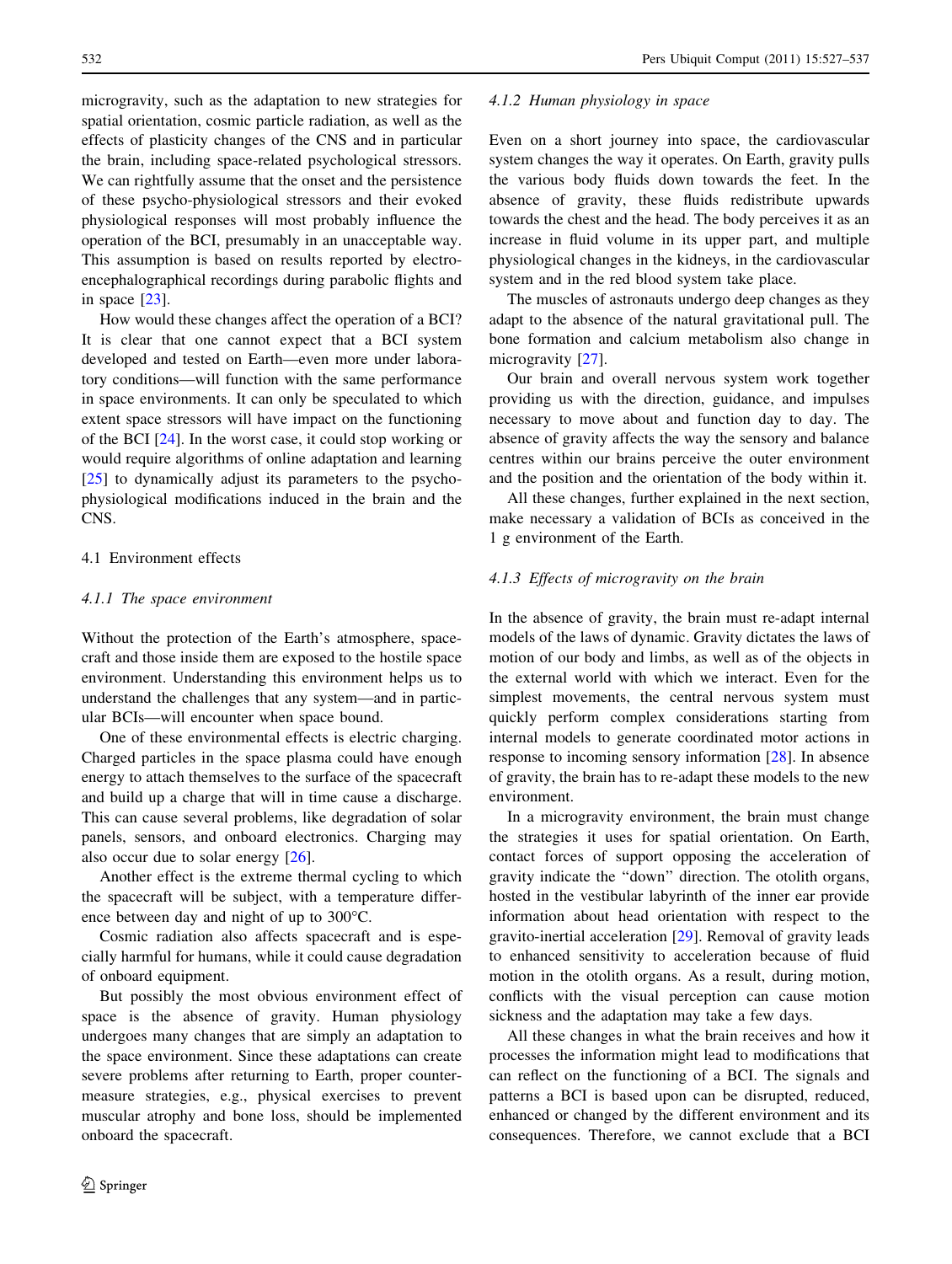microgravity, such as the adaptation to new strategies for spatial orientation, cosmic particle radiation, as well as the effects of plasticity changes of the CNS and in particular the brain, including space-related psychological stressors. We can rightfully assume that the onset and the persistence of these psycho-physiological stressors and their evoked physiological responses will most probably influence the operation of the BCI, presumably in an unacceptable way. This assumption is based on results reported by electro-encephalographical recordings during parabolic flights and in space [23].

How would these changes affect the operation of a BCI? It is clear that one cannot expect that a BCI system developed and tested on Earth—even more under laboratory conditions—will function with the same performance in space environments. It can only be speculated to which extent space stressors will have impact on the functioning of the BCI [24]. In the worst case, it could stop working or would require algorithms of online adaptation and learning [25] to dynamically adjust its parameters to the psycho-physiological modifications induced in the brain and the CNS.

## 4.1 Environment effects

### *4.1.1 The space environment*

Without the protection of the Earth's atmosphere, spacecraft and those inside them are exposed to the hostile space environment. Understanding this environment helps us to understand the challenges that any system—and in particular BCIs—will encounter when space bound.

One of these environmental effects is electric charging. Charged particles in the space plasma could have enough energy to attach themselves to the surface of the spacecraft and build up a charge that will in time cause a discharge. This can cause several problems, like degradation of solar panels, sensors, and onboard electronics. Charging may also occur due to solar energy [26].

Another effect is the extreme thermal cycling to which the spacecraft will be subject, with a temperature difference between day and night of up to 300°C.

Cosmic radiation also affects spacecraft and is especially harmful for humans, while it could cause degradation of onboard equipment.

But possibly the most obvious environment effect of space is the absence of gravity. Human physiology undergoes many changes that are simply an adaptation to the space environment. Since these adaptations can create severe problems after returning to Earth, proper countermeasure strategies, e.g., physical exercises to prevent muscular atrophy and bone loss, should be implemented onboard the spacecraft.

### *4.1.2 Human physiology in space*

Even on a short journey into space, the cardiovascular system changes the way it operates. On Earth, gravity pulls the various body fluids down towards the feet. In the absence of gravity, these fluids redistribute upwards towards the chest and the head. The body perceives it as an increase in fluid volume in its upper part, and multiple physiological changes in the kidneys, in the cardiovascular system and in the red blood system take place.

The muscles of astronauts undergo deep changes as they adapt to the absence of the natural gravitational pull. The bone formation and calcium metabolism also change in microgravity [27].

Our brain and overall nervous system work together providing us with the direction, guidance, and impulses necessary to move about and function day to day. The absence of gravity affects the way the sensory and balance centres within our brains perceive the outer environment and the position and the orientation of the body within it.

All these changes, further explained in the next section, make necessary a validation of BCIs as conceived in the 1 g environment of the Earth.

### *4.1.3 Effects of microgravity on the brain*

In the absence of gravity, the brain must re-adapt internal models of the laws of dynamic. Gravity dictates the laws of motion of our body and limbs, as well as of the objects in the external world with which we interact. Even for the simplest movements, the central nervous system must quickly perform complex considerations starting from internal models to generate coordinated motor actions in response to incoming sensory information [28]. In absence of gravity, the brain has to re-adapt these models to the new environment.

In a microgravity environment, the brain must change the strategies it uses for spatial orientation. On Earth, contact forces of support opposing the acceleration of gravity indicate the "down" direction. The otolith organs, hosted in the vestibular labyrinth of the inner ear provide information about head orientation with respect to the gravito-inertial acceleration [29]. Removal of gravity leads to enhanced sensitivity to acceleration because of fluid motion in the otolith organs. As a result, during motion, conflicts with the visual perception can cause motion sickness and the adaptation may take a few days.

All these changes in what the brain receives and how it processes the information might lead to modifications that can reflect on the functioning of a BCI. The signals and patterns a BCI is based upon can be disrupted, reduced, enhanced or changed by the different environment and its consequences. Therefore, we cannot exclude that a BCI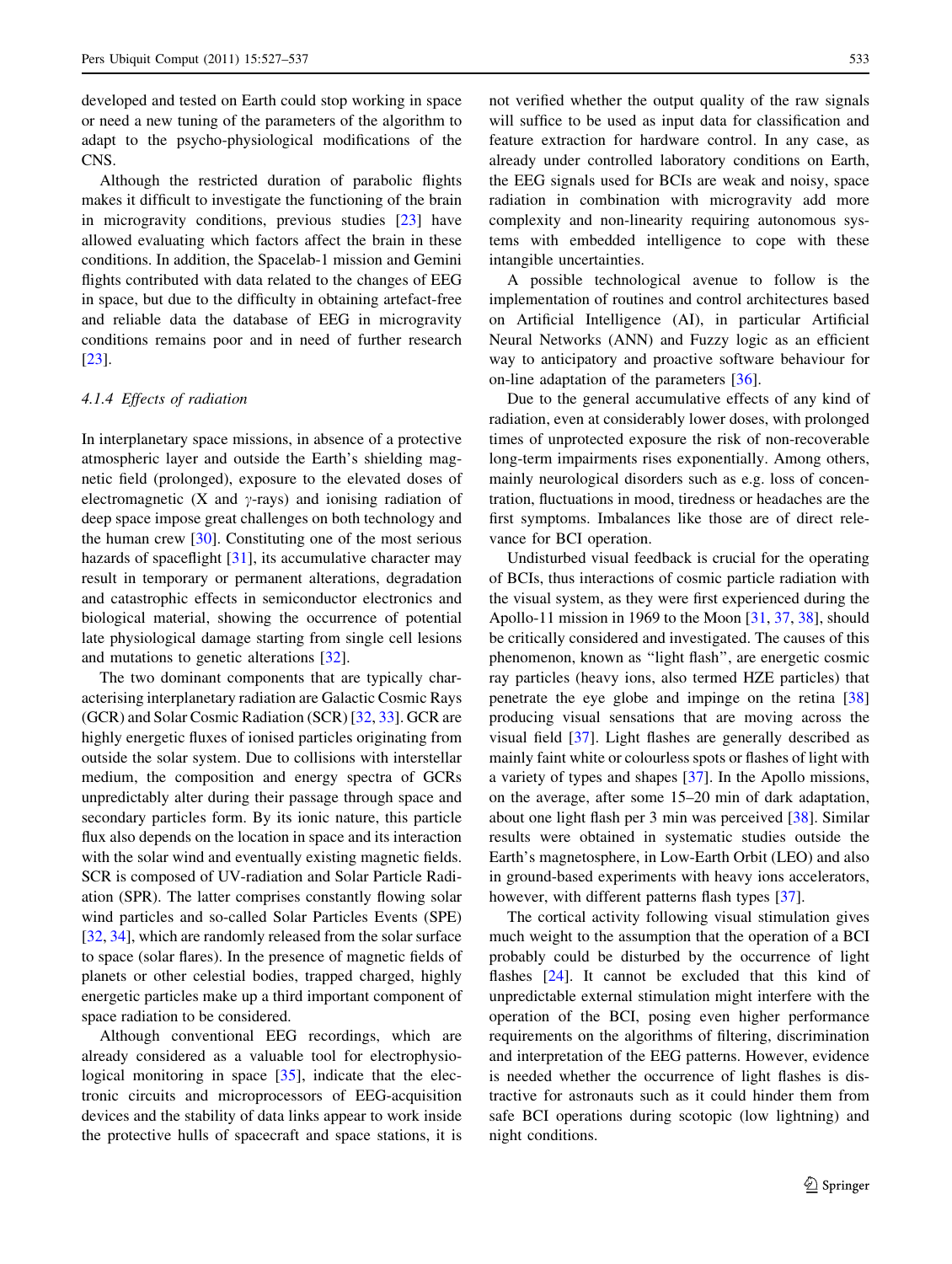developed and tested on Earth could stop working in space or need a new tuning of the parameters of the algorithm to adapt to the psycho-physiological modifications of the CNS.

Although the restricted duration of parabolic flights makes it difficult to investigate the functioning of the brain in microgravity conditions, previous studies [23] have allowed evaluating which factors affect the brain in these conditions. In addition, the Spacelab-1 mission and Gemini flights contributed with data related to the changes of EEG in space, but due to the difficulty in obtaining artefact-free and reliable data the database of EEG in microgravity conditions remains poor and in need of further research [23].

#### 4.1.4 Effects of radiation

In interplanetary space missions, in absence of a protective atmospheric layer and outside the Earth's shielding magnetic field (prolonged), exposure to the elevated doses of electromagnetic (X and $\gamma$-rays) and ionising radiation of deep space impose great challenges on both technology and the human crew [30]. Constituting one of the most serious hazards of spaceflight [31], its accumulative character may result in temporary or permanent alterations, degradation and catastrophic effects in semiconductor electronics and biological material, showing the occurrence of potential late physiological damage starting from single cell lesions and mutations to genetic alterations [32].

The two dominant components that are typically characterising interplanetary radiation are Galactic Cosmic Rays (GCR) and Solar Cosmic Radiation (SCR) [32, 33]. GCR are highly energetic fluxes of ionised particles originating from outside the solar system. Due to collisions with interstellar medium, the composition and energy spectra of GCRs unpredictably alter during their passage through space and secondary particles form. By its ionic nature, this particle flux also depends on the location in space and its interaction with the solar wind and eventually existing magnetic fields. SCR is composed of UV-radiation and Solar Particle Radiation (SPR). The latter comprises constantly flowing solar wind particles and so-called Solar Particles Events (SPE) [32, 34], which are randomly released from the solar surface to space (solar flares). In the presence of magnetic fields of planets or other celestial bodies, trapped charged, highly energetic particles make up a third important component of space radiation to be considered.

Although conventional EEG recordings, which are already considered as a valuable tool for electrophysiological monitoring in space [35], indicate that the electronic circuits and microprocessors of EEG-acquisition devices and the stability of data links appear to work inside the protective hulls of spacecraft and space stations, it is not verified whether the output quality of the raw signals will suffice to be used as input data for classification and feature extraction for hardware control. In any case, as already under controlled laboratory conditions on Earth, the EEG signals used for BCIs are weak and noisy, space radiation in combination with microgravity add more complexity and non-linearity requiring autonomous systems with embedded intelligence to cope with these intangible uncertainties.

A possible technological avenue to follow is the implementation of routines and control architectures based on Artificial Intelligence (AI), in particular Artificial Neural Networks (ANN) and Fuzzy logic as an efficient way to anticipatory and proactive software behaviour for on-line adaptation of the parameters [36].

Due to the general accumulative effects of any kind of radiation, even at considerably lower doses, with prolonged times of unprotected exposure the risk of non-recoverable long-term impairments rises exponentially. Among others, mainly neurological disorders such as e.g. loss of concentration, fluctuations in mood, tiredness or headaches are the first symptoms. Imbalances like those are of direct relevance for BCI operation.

Undisturbed visual feedback is crucial for the operating of BCIs, thus interactions of cosmic particle radiation with the visual system, as they were first experienced during the Apollo-11 mission in 1969 to the Moon [31, 37, 38], should be critically considered and investigated. The causes of this phenomenon, known as "light flash", are energetic cosmic ray particles (heavy ions, also termed HZE particles) that penetrate the eye globe and impinge on the retina [38] producing visual sensations that are moving across the visual field [37]. Light flashes are generally described as mainly faint white or colourless spots or flashes of light with a variety of types and shapes [37]. In the Apollo missions, on the average, after some 15–20 min of dark adaptation, about one light flash per 3 min was perceived [38]. Similar results were obtained in systematic studies outside the Earth's magnetosphere, in Low-Earth Orbit (LEO) and also in ground-based experiments with heavy ions accelerators, however, with different patterns flash types [37].

The cortical activity following visual stimulation gives much weight to the assumption that the operation of a BCI probably could be disturbed by the occurrence of light flashes [24]. It cannot be excluded that this kind of unpredictable external stimulation might interfere with the operation of the BCI, posing even higher performance requirements on the algorithms of filtering, discrimination and interpretation of the EEG patterns. However, evidence is needed whether the occurrence of light flashes is distractive for astronauts such as it could hinder them from safe BCI operations during scotopic (low lightning) and night conditions.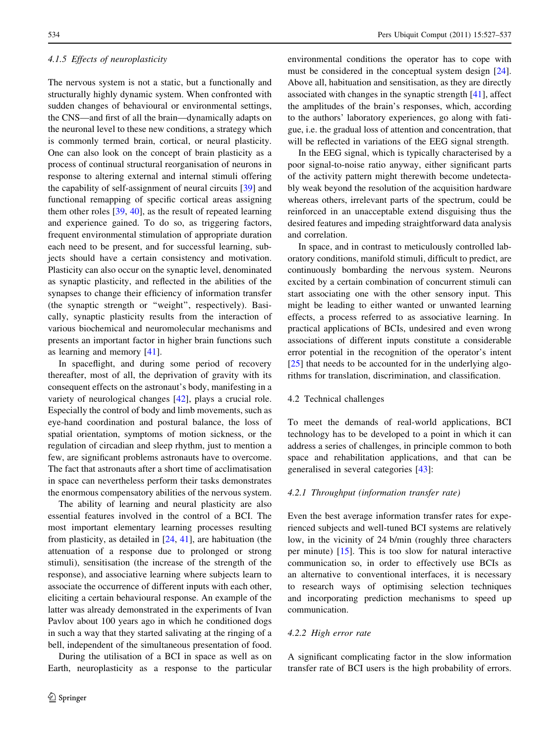#### 4.1.5 Effects of neuroplasticity

The nervous system is not a static, but a functionally and structurally highly dynamic system. When confronted with sudden changes of behavioural or environmental settings, the CNS—and first of all the brain—dynamically adapts on the neuronal level to these new conditions, a strategy which is commonly termed brain, cortical, or neural plasticity. One can also look on the concept of brain plasticity as a process of continual structural reorganisation of neurons in response to altering external and internal stimuli offering the capability of self-assignment of neural circuits [39] and functional remapping of specific cortical areas assigning them other roles [39, 40], as the result of repeated learning and experience gained. To do so, as triggering factors, frequent environmental stimulation of appropriate duration each need to be present, and for successful learning, subjects should have a certain consistency and motivation. Plasticity can also occur on the synaptic level, denominated as synaptic plasticity, and reflected in the abilities of the synapses to change their efficiency of information transfer (the synaptic strength or "weight", respectively). Basically, synaptic plasticity results from the interaction of various biochemical and neuromolecular mechanisms and presents an important factor in higher brain functions such as learning and memory [41].

In spaceflight, and during some period of recovery thereafter, most of all, the deprivation of gravity with its consequent effects on the astronaut's body, manifesting in a variety of neurological changes [42], plays a crucial role. Especially the control of body and limb movements, such as eye-hand coordination and postural balance, the loss of spatial orientation, symptoms of motion sickness, or the regulation of circadian and sleep rhythm, just to mention a few, are significant problems astronauts have to overcome. The fact that astronauts after a short time of acclimatisation in space can nevertheless perform their tasks demonstrates the enormous compensatory abilities of the nervous system.

The ability of learning and neural plasticity are also essential features involved in the control of a BCI. The most important elementary learning processes resulting from plasticity, as detailed in [24, 41], are habituation (the attenuation of a response due to prolonged or strong stimuli), sensitisation (the increase of the strength of the response), and associative learning where subjects learn to associate the occurrence of different inputs with each other, eliciting a certain behavioural response. An example of the latter was already demonstrated in the experiments of Ivan Pavlov about 100 years ago in which he conditioned dogs in such a way that they started salivating at the ringing of a bell, independent of the simultaneous presentation of food.

During the utilisation of a BCI in space as well as on Earth, neuroplasticity as a response to the particular environmental conditions the operator has to cope with must be considered in the conceptual system design [24]. Above all, habituation and sensitisation, as they are directly associated with changes in the synaptic strength [41], affect the amplitudes of the brain's responses, which, according to the authors' laboratory experiences, go along with fatigue, i.e. the gradual loss of attention and concentration, that will be reflected in variations of the EEG signal strength.

In the EEG signal, which is typically characterised by a poor signal-to-noise ratio anyway, either significant parts of the activity pattern might therewith become undetectably weak beyond the resolution of the acquisition hardware whereas others, irrelevant parts of the spectrum, could be reinforced in an unacceptable extend disguising thus the desired features and impeding straightforward data analysis and correlation.

In space, and in contrast to meticulously controlled laboratory conditions, manifold stimuli, difficult to predict, are continuously bombarding the nervous system. Neurons excited by a certain combination of concurrent stimuli can start associating one with the other sensory input. This might be leading to either wanted or unwanted learning effects, a process referred to as associative learning. In practical applications of BCIs, undesired and even wrong associations of different inputs constitute a considerable error potential in the recognition of the operator's intent [25] that needs to be accounted for in the underlying algorithms for translation, discrimination, and classification.

### 4.2 Technical challenges

To meet the demands of real-world applications, BCI technology has to be developed to a point in which it can address a series of challenges, in principle common to both space and rehabilitation applications, and that can be generalised in several categories [43]:

#### 4.2.1 Throughput (information transfer rate)

Even the best average information transfer rates for experienced subjects and well-tuned BCI systems are relatively low, in the vicinity of 24 b/min (roughly three characters per minute) [15]. This is too slow for natural interactive communication so, in order to effectively use BCIs as an alternative to conventional interfaces, it is necessary to research ways of optimising selection techniques and incorporating prediction mechanisms to speed up communication.

#### 4.2.2 High error rate

A significant complicating factor in the slow information transfer rate of BCI users is the high probability of errors.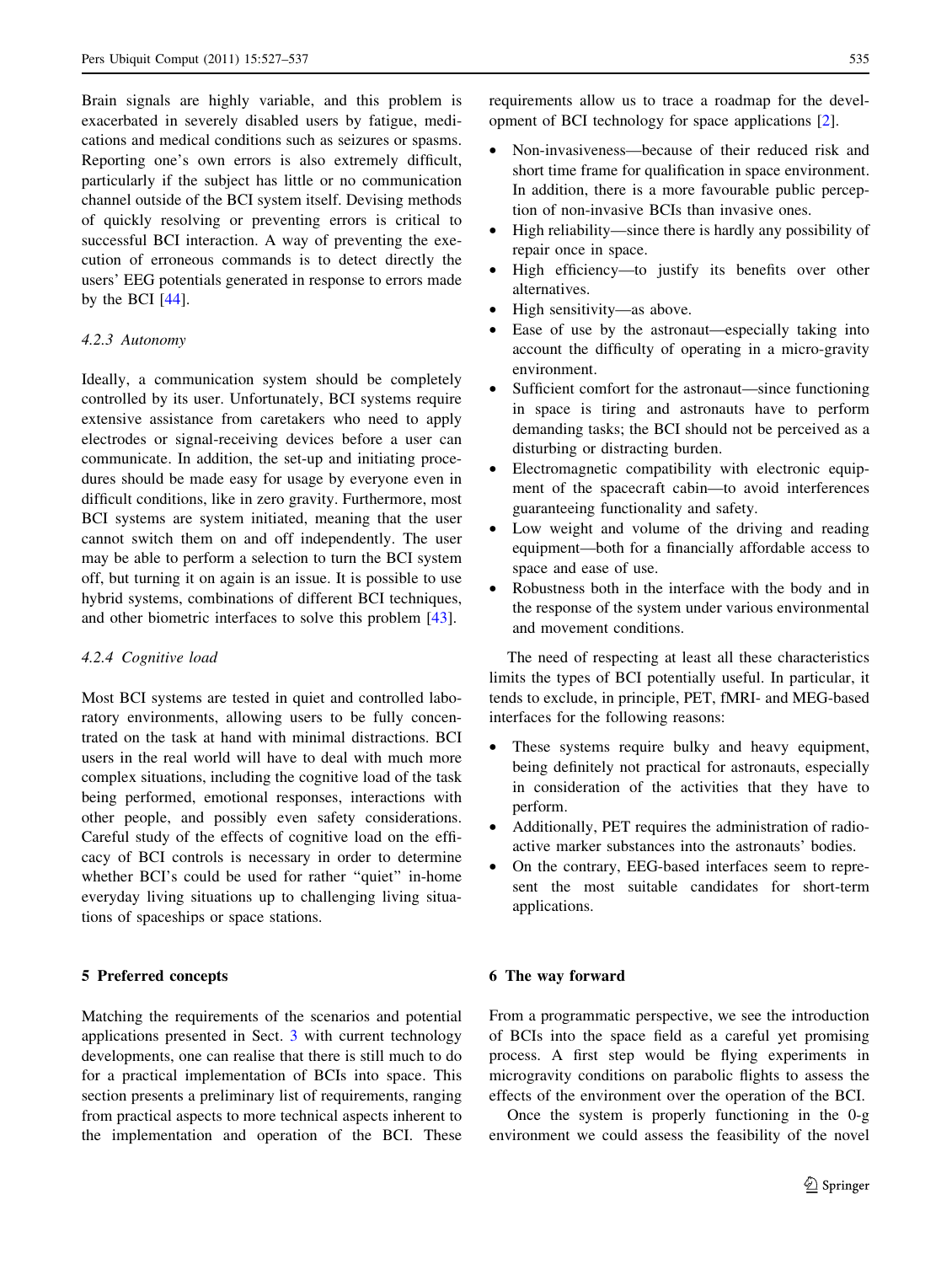Brain signals are highly variable, and this problem is exacerbated in severely disabled users by fatigue, medications and medical conditions such as seizures or spasms. Reporting one's own errors is also extremely difficult, particularly if the subject has little or no communication channel outside of the BCI system itself. Devising methods of quickly resolving or preventing errors is critical to successful BCI interaction. A way of preventing the execution of erroneous commands is to detect directly the users' EEG potentials generated in response to errors made by the BCI [44].

#### 4.2.3 Autonomy

Ideally, a communication system should be completely controlled by its user. Unfortunately, BCI systems require extensive assistance from caretakers who need to apply electrodes or signal-receiving devices before a user can communicate. In addition, the set-up and initiating procedures should be made easy for usage by everyone even in difficult conditions, like in zero gravity. Furthermore, most BCI systems are system initiated, meaning that the user cannot switch them on and off independently. The user may be able to perform a selection to turn the BCI system off, but turning it on again is an issue. It is possible to use hybrid systems, combinations of different BCI techniques, and other biometric interfaces to solve this problem [43].

#### 4.2.4 Cognitive load

Most BCI systems are tested in quiet and controlled laboratory environments, allowing users to be fully concentrated on the task at hand with minimal distractions. BCI users in the real world will have to deal with much more complex situations, including the cognitive load of the task being performed, emotional responses, interactions with other people, and possibly even safety considerations. Careful study of the effects of cognitive load on the efficacy of BCI controls is necessary in order to determine whether BCI's could be used for rather "quiet" in-home everyday living situations up to challenging living situations of spaceships or space stations.

## 5 Preferred concepts

Matching the requirements of the scenarios and potential applications presented in Sect. 3 with current technology developments, one can realise that there is still much to do for a practical implementation of BCIs into space. This section presents a preliminary list of requirements, ranging from practical aspects to more technical aspects inherent to the implementation and operation of the BCI. These requirements allow us to trace a roadmap for the development of BCI technology for space applications [2].

- Non-invasiveness—because of their reduced risk and short time frame for qualification in space environment. In addition, there is a more favourable public perception of non-invasive BCIs than invasive ones.
- High reliability—since there is hardly any possibility of repair once in space.
- High efficiency—to justify its benefits over other alternatives.
- High sensitivity—as above.
- Ease of use by the astronaut—especially taking into account the difficulty of operating in a micro-gravity environment.
- Sufficient comfort for the astronaut—since functioning in space is tiring and astronauts have to perform demanding tasks; the BCI should not be perceived as a disturbing or distracting burden.
- Electromagnetic compatibility with electronic equipment of the spacecraft cabin—to avoid interferences guaranteeing functionality and safety.
- Low weight and volume of the driving and reading equipment—both for a financially affordable access to space and ease of use.
- Robustness both in the interface with the body and in the response of the system under various environmental and movement conditions.

The need of respecting at least all these characteristics limits the types of BCI potentially useful. In particular, it tends to exclude, in principle, PET, fMRI- and MEG-based interfaces for the following reasons:

- These systems require bulky and heavy equipment, being definitely not practical for astronauts, especially in consideration of the activities that they have to perform.
- Additionally, PET requires the administration of radioactive marker substances into the astronauts' bodies.
- On the contrary, EEG-based interfaces seem to represent the most suitable candidates for short-term applications.

## 6 The way forward

From a programmatic perspective, we see the introduction of BCIs into the space field as a careful yet promising process. A first step would be flying experiments in microgravity conditions on parabolic flights to assess the effects of the environment over the operation of the BCI.

Once the system is properly functioning in the 0-g environment we could assess the feasibility of the novel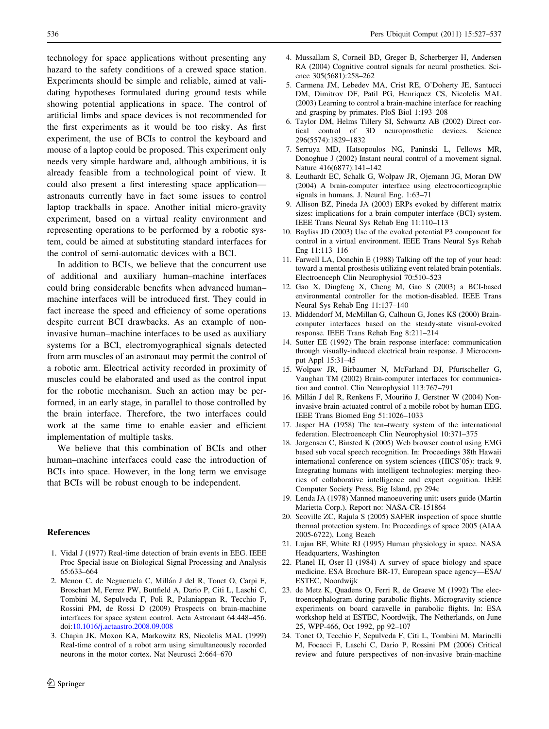technology for space applications without presenting any hazard to the safety conditions of a crewed space station. Experiments should be simple and reliable, aimed at validating hypotheses formulated during ground tests while showing potential applications in space. The control of artificial limbs and space devices is not recommended for the first experiments as it would be too risky. As first experiment, the use of BCIs to control the keyboard and mouse of a laptop could be proposed. This experiment only needs very simple hardware and, although ambitious, it is already feasible from a technological point of view. It could also present a first interesting space application—astronauts currently have in fact some issues to control laptop trackballs in space. Another initial micro-gravity experiment, based on a virtual reality environment and representing operations to be performed by a robotic system, could be aimed at substituting standard interfaces for the control of semi-automatic devices with a BCI.

In addition to BCIs, we believe that the concurrent use of additional and auxiliary human–machine interfaces could bring considerable benefits when advanced human–machine interfaces will be introduced first. They could in fact increase the speed and efficiency of some operations despite current BCI drawbacks. As an example of non-invasive human–machine interfaces to be used as auxiliary systems for a BCI, electromyographical signals detected from arm muscles of an astronaut may permit the control of a robotic arm. Electrical activity recorded in proximity of muscles could be elaborated and used as the control input for the robotic mechanism. Such an action may be performed, in an early stage, in parallel to those controlled by the brain interface. Therefore, the two interfaces could work at the same time to enable easier and efficient implementation of multiple tasks.

We believe that this combination of BCIs and other human–machine interfaces could ease the introduction of BCIs into space. However, in the long term we envisage that BCIs will be robust enough to be independent.

## References

1. Vidal J (1977) Real-time detection of brain events in EEG. IEEE Proc Special issue on Biological Signal Processing and Analysis 65:633–664
2. Menon C, de Negueruela C, Millán J del R, Tonet O, Carpi F, Broschart M, Ferrez PW, Buttfield A, Dario P, Citi L, Laschi C, Tombini M, Sepulveda F, Poli R, Palaniappan R, Tecchio F, Rossini PM, de Rossi D (2009) Prospects on brain-machine interfaces for space system control. Acta Astronaut 64:448–456. doi:10.1016/j.actaastro.2008.09.008
3. Chapin JK, Moxon KA, Markowitz RS, Nicolelis MAL (1999) Real-time control of a robot arm using simultaneously recorded neurons in the motor cortex. Nat Neurosci 2:664–670
4. Mussallam S, Corneil BD, Greger B, Scherberger H, Andersen RA (2004) Cognitive control signals for neural prosthetics. Science 305(5681):258–262
5. Carmena JM, Lebedev MA, Crist RE, O'Doherty JE, Santucci DM, Dimitrov DF, Patil PG, Henriquez CS, Nicolelis MAL (2003) Learning to control a brain-machine interface for reaching and grasping by primates. PloS Biol 1:193–208
6. Taylor DM, Helms Tillery SI, Schwartz AB (2002) Direct cortical control of 3D neuroprosthetic devices. Science 296(5574):1829–1832
7. Serruya MD, Hatsopoulos NG, Paninski L, Fellows MR, Donoghue J (2002) Instant neural control of a movement signal. Nature 416(6877):141–142
8. Leuthardt EC, Schalk G, Wolpaw JR, Ojemann JG, Moran DW (2004) A brain-computer interface using electrocorticographic signals in humans. J. Neural Eng. 1:63–71
9. Allison BZ, Pineda JA (2003) ERPs evoked by different matrix sizes: implications for a brain computer interface (BCI) system. IEEE Trans Neural Sys Rehab Eng 11:110–113
10. Bayliss JD (2003) Use of the evoked potential P3 component for control in a virtual environment. IEEE Trans Neural Sys Rehab Eng 11:113–116
11. Farwell LA, Donchin E (1988) Talking off the top of your head: toward a mental prosthesis utilizing event related brain potentials. Electroenceph Clin Neurophysiol 70:510–523
12. Gao X, Dingfeng X, Cheng M, Gao S (2003) a BCI-based environmental controller for the motion-disabled. IEEE Trans Neural Sys Rehab Eng 11:137–140
13. Middendorf M, McMillan G, Calhoun G, Jones KS (2000) Brain-computer interfaces based on the steady-state visual-evoked response. IEEE Trans Rehab Eng 8:211–214
14. Sutter EE (1992) The brain response interface: communication through visually-induced electrical brain response. J Microcomput Appl 15:31–45
15. Wolpaw JR, Birbaumer N, McFarland DJ, Pfurtscheller G, Vaughan TM (2002) Brain-computer interfaces for communication and control. Clin Neurophysiol 113:767–791
16. Millán J del R, Renkens F, Mouriño J, Gerstner W (2004) Non-invasive brain-actuated control of a mobile robot by human EEG. IEEE Trans Biomed Eng 51:1026–1033
17. Jasper HA (1958) The ten–twenty system of the international federation. Electroenceph Clin Neurophysiol 10:371–375
18. Jorgensen C, Binsted K (2005) Web browser control using EMG based sub vocal speech recognition. In: Proceedings 38th Hawaii international conference on system sciences (HICS'05): track 9. Integrating humans with intelligent technologies: merging theories of collaborative intelligence and expert cognition. IEEE Computer Society Press, Big Island, pp 294c
19. Lenda JA (1978) Manned manoeuvering unit: users guide (Martin Marietta Corp.). Report no: NASA-CR-151864
20. Scoville ZC, Rajula S (2005) SAFER inspection of space shuttle thermal protection system. In: Proceedings of space 2005 (AIAA 2005-6722), Long Beach
21. Lujan BF, White RJ (1995) Human physiology in space. NASA Headquarters, Washington
22. Planel H, Oser H (1984) A survey of space biology and space medicine. ESA Brochure BR-17, European space agency—ESA/ESTEC, Noordwijk
23. de Metz K, Quadens O, Ferri R, de Graeve M (1992) The electroencephalogram during parabolic flights. Microgravity science experiments on board caravelle in parabolic flights. In: ESA workshop held at ESTEC, Noordwijk, The Netherlands, on June 25, WPP-466, Oct 1992, pp 92–107
24. Tonet O, Tecchio F, Sepulveda F, Citi L, Tombini M, Marinelli M, Focacci F, Laschi C, Dario P, Rossini PM (2006) Critical review and future perspectives of non-invasive brain-machine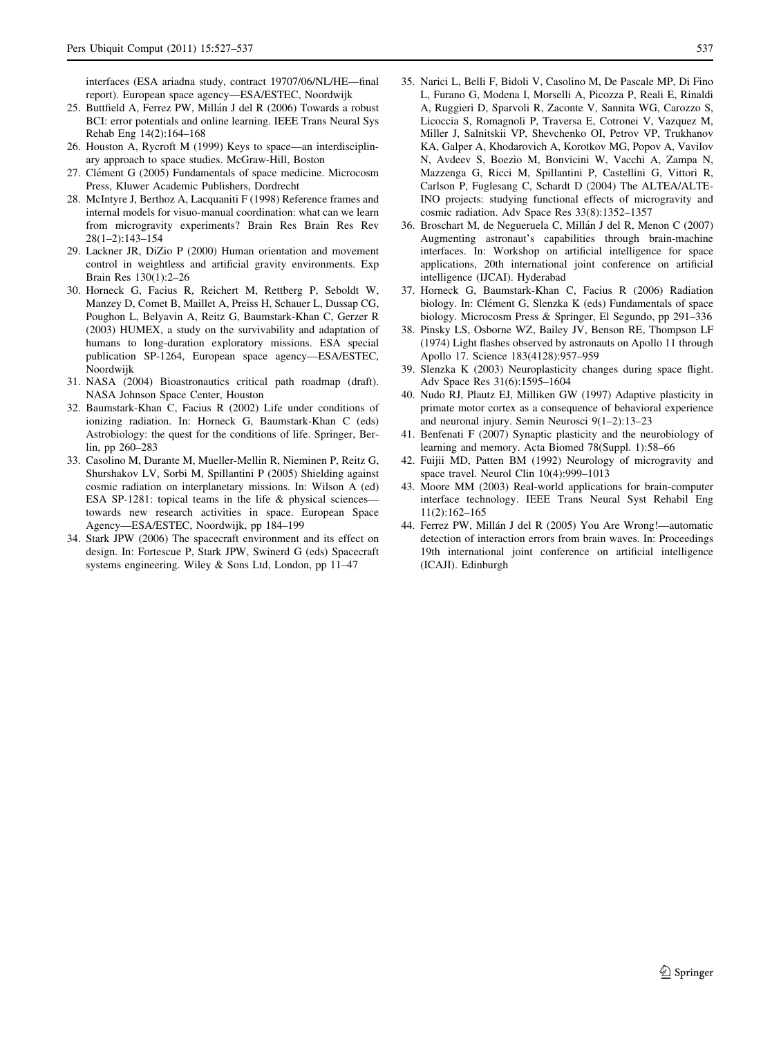interfaces (ESA ariadna study, contract 19707/06/NL/HE—final report). European space agency—ESA/ESTEC, Noordwijk

25. Buttfield A, Ferrez PW, Millán J del R (2006) Towards a robust BCI: error potentials and online learning. IEEE Trans Neural Sys Rehab Eng 14(2):164–168
26. Houston A, Rycroft M (1999) Keys to space—an interdisciplinary approach to space studies. McGraw-Hill, Boston
27. Clément G (2005) Fundamentals of space medicine. Microcosm Press, Kluwer Academic Publishers, Dordrecht
28. McIntyre J, Berthoz A, Lacquaniti F (1998) Reference frames and internal models for visuo-manual coordination: what can we learn from microgravity experiments? Brain Res Brain Res Rev 28(1–2):143–154
29. Lackner JR, DiZio P (2000) Human orientation and movement control in weightless and artificial gravity environments. Exp Brain Res 130(1):2–26
30. Horneck G, Facius R, Reichert M, Rettberg P, Seboldt W, Manzey D, Comet B, Maillet A, Preiss H, Schauer L, Dussap CG, Poughon L, Belyavin A, Reitz G, Baumstark-Khan C, Gerzer R (2003) HUMEX, a study on the survivability and adaptation of humans to long-duration exploratory missions. ESA special publication SP-1264, European space agency—ESA/ESTEC, Noordwijk
31. NASA (2004) Bioastronautics critical path roadmap (draft). NASA Johnson Space Center, Houston
32. Baumstark-Khan C, Facius R (2002) Life under conditions of ionizing radiation. In: Horneck G, Baumstark-Khan C (eds) Astrobiology: the quest for the conditions of life. Springer, Berlin, pp 260–283
33. Casolino M, Durante M, Mueller-Mellin R, Nieminen P, Reitz G, Shurshakov LV, Sorbi M, Spillantini P (2005) Shielding against cosmic radiation on interplanetary missions. In: Wilson A (ed) ESA SP-1281: topical teams in the life & physical sciences—towards new research activities in space. European Space Agency—ESA/ESTEC, Noordwijk, pp 184–199
34. Stark JPW (2006) The spacecraft environment and its effect on design. In: Fortescue P, Stark JPW, Swinerd G (eds) Spacecraft systems engineering. Wiley & Sons Ltd, London, pp 11–47
35. Narici L, Belli F, Bidoli V, Casolino M, De Pascale MP, Di Fino L, Furano G, Modena I, Morselli A, Picozza P, Reali E, Rinaldi A, Ruggieri D, Sparvoli R, Zaconte V, Sannita WG, Carozzo S, Licoccia S, Romagnoli P, Traversa E, Cotronei V, Vazquez M, Miller J, Salnitskii VP, Shevchenko OI, Petrov VP, Trukhanov KA, Galper A, Khodarovich A, Korotkov MG, Popov A, Vavilov N, Avdeev S, Boezio M, Bonvicini W, Vacchi A, Zampa N, Mazzenga G, Ricci M, Spillantini P, Castellini G, Vittori R, Carlson P, Fuglesang C, Schardt D (2004) The ALTEA/ALTEA-INO projects: studying functional effects of microgravity and cosmic radiation. Adv Space Res 33(8):1352–1357
36. Broschart M, de Negueruela C, Millán J del R, Menon C (2007) Augmenting astronaut's capabilities through brain-machine interfaces. In: Workshop on artificial intelligence for space applications, 20th international joint conference on artificial intelligence (IJCAI). Hyderabad
37. Horneck G, Baumstark-Khan C, Facius R (2006) Radiation biology. In: Clément G, Slenzka K (eds) Fundamentals of space biology. Microcosm Press & Springer, El Segundo, pp 291–336
38. Pinsky LS, Osborne WZ, Bailey JV, Benson RE, Thompson LF (1974) Light flashes observed by astronauts on Apollo 11 through Apollo 17. Science 183(4128):957–959
39. Slenzka K (2003) Neuroplasticity changes during space flight. Adv Space Res 31(6):1595–1604
40. Nudo RJ, Plautz EJ, Milliken GW (1997) Adaptive plasticity in primate motor cortex as a consequence of behavioral experience and neuronal injury. Semin Neurosci 9(1–2):13–23
41. Benfenati F (2007) Synaptic plasticity and the neurobiology of learning and memory. Acta Biomed 78(Suppl. 1):58–66
42. Fuijii MD, Patten BM (1992) Neurology of microgravity and space travel. Neurol Clin 10(4):999–1013
43. Moore MM (2003) Real-world applications for brain-computer interface technology. IEEE Trans Neural Syst Rehabil Eng 11(2):162–165
44. Ferrez PW, Millán J del R (2005) You Are Wrong!—automatic detection of interaction errors from brain waves. In: Proceedings 19th international joint conference on artificial intelligence (ICAJI). Edinburgh